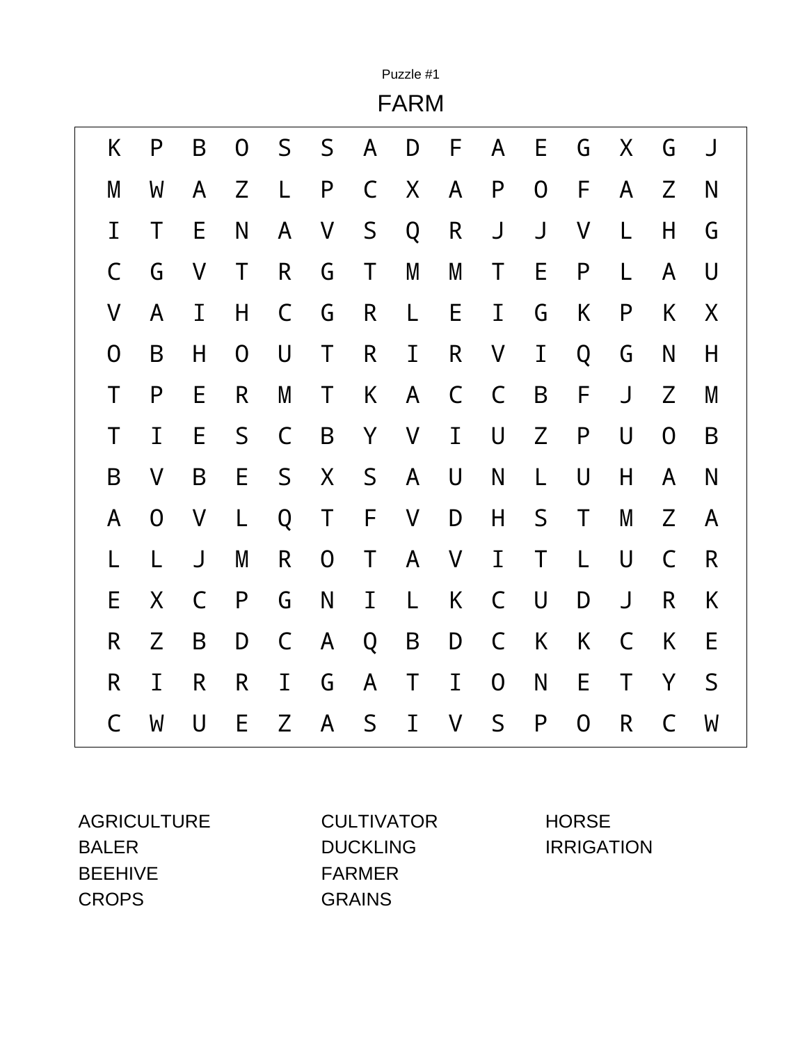Puzzle #1

# FARM

| | | | | | | | | | | | | | | |
|---|---|---|---|---|---|---|---|---|---|---|---|---|---|---|
| K | P | B | O | S | S | A | D | F | A | E | G | X | G | J |
| M | W | A | Z | L | P | C | X | A | P | O | F | A | Z | N |
| I | T | E | N | A | V | S | Q | R | J | J | V | L | H | G |
| C | G | V | T | R | G | T | M | M | T | E | P | L | A | U |
| V | A | I | H | C | G | R | L | E | I | G | K | P | K | X |
| O | B | H | O | U | T | R | I | R | V | I | Q | G | N | H |
| T | P | E | R | M | T | K | A | C | C | B | F | J | Z | M |
| T | I | E | S | C | B | Y | V | I | U | Z | P | U | O | B |
| B | V | B | E | S | X | S | A | U | N | L | U | H | A | N |
| A | O | V | L | Q | T | F | V | D | H | S | T | M | Z | A |
| L | L | J | M | R | O | T | A | V | I | T | L | U | C | R |
| E | X | C | P | G | N | I | L | K | C | U | D | J | R | K |
| R | Z | B | D | C | A | Q | B | D | C | K | K | C | K | E |
| R | I | R | R | I | G | A | T | I | O | N | E | T | Y | S |
| C | W | U | E | Z | A | S | I | V | S | P | O | R | C | W |

AGRICULTURE
BALER
BEEHIVE
CROPS
CULTIVATOR
DUCKLING
FARMER
GRAINS
HORSE
IRRIGATION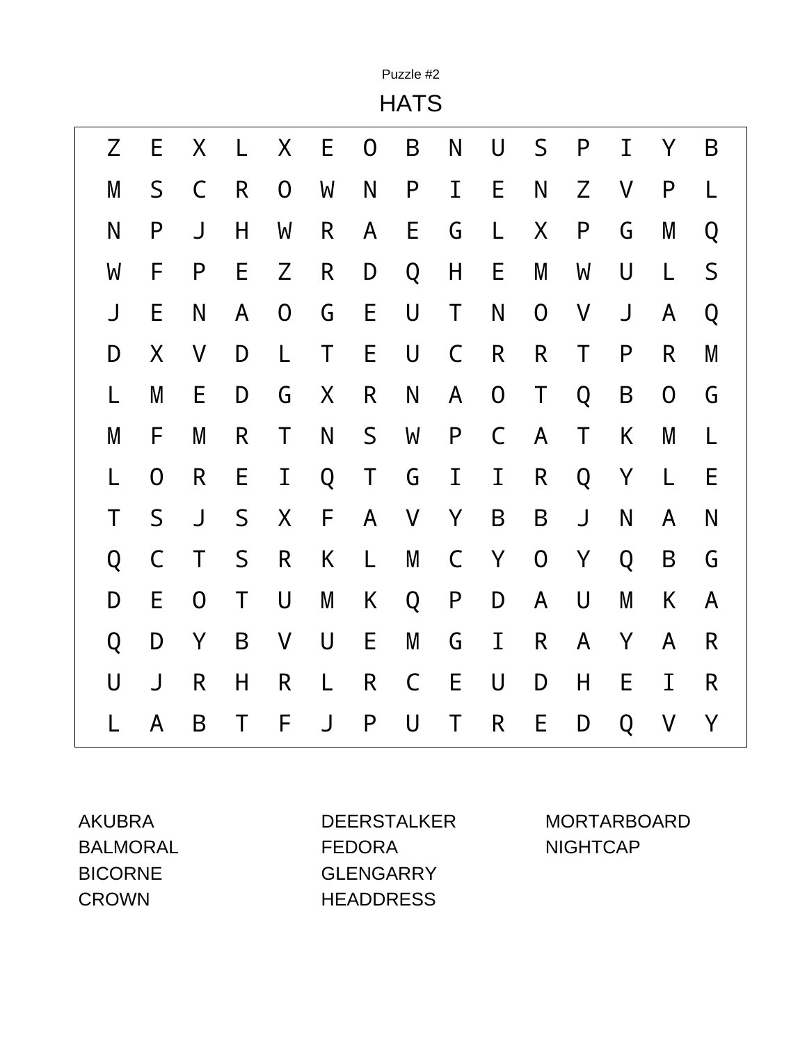Puzzle #2

# HATS

| | | | | | | | | | | | | | | |
|---|---|---|---|---|---|---|---|---|---|---|---|---|---|---|
| Z | E | X | L | X | E | O | B | N | U | S | P | I | Y | B |
| M | S | C | R | O | W | N | P | I | E | N | Z | V | P | L |
| N | P | J | H | W | R | A | E | G | L | X | P | G | M | Q |
| W | F | P | E | Z | R | D | Q | H | E | M | W | U | L | S |
| J | E | N | A | O | G | E | U | T | N | O | V | J | A | Q |
| D | X | V | D | L | T | E | U | C | R | R | T | P | R | M |
| L | M | E | D | G | X | R | N | A | O | T | Q | B | O | G |
| M | F | M | R | T | N | S | W | P | C | A | T | K | M | L |
| L | O | R | E | I | Q | T | G | I | I | R | Q | Y | L | E |
| T | S | J | S | X | F | A | V | Y | B | B | J | N | A | N |
| Q | C | T | S | R | K | L | M | C | Y | O | Y | Q | B | G |
| D | E | O | T | U | M | K | Q | P | D | A | U | M | K | A |
| Q | D | Y | B | V | U | E | M | G | I | R | A | Y | A | R |
| U | J | R | H | R | L | R | C | E | U | D | H | E | I | R |
| L | A | B | T | F | J | P | U | T | R | E | D | Q | V | Y |

AKUBRA
BALMORAL
BICORNE
CROWN
DEERSTALKER
FEDORA
GLENGARRY
HEADDRESS
MORTARBOARD
NIGHTCAP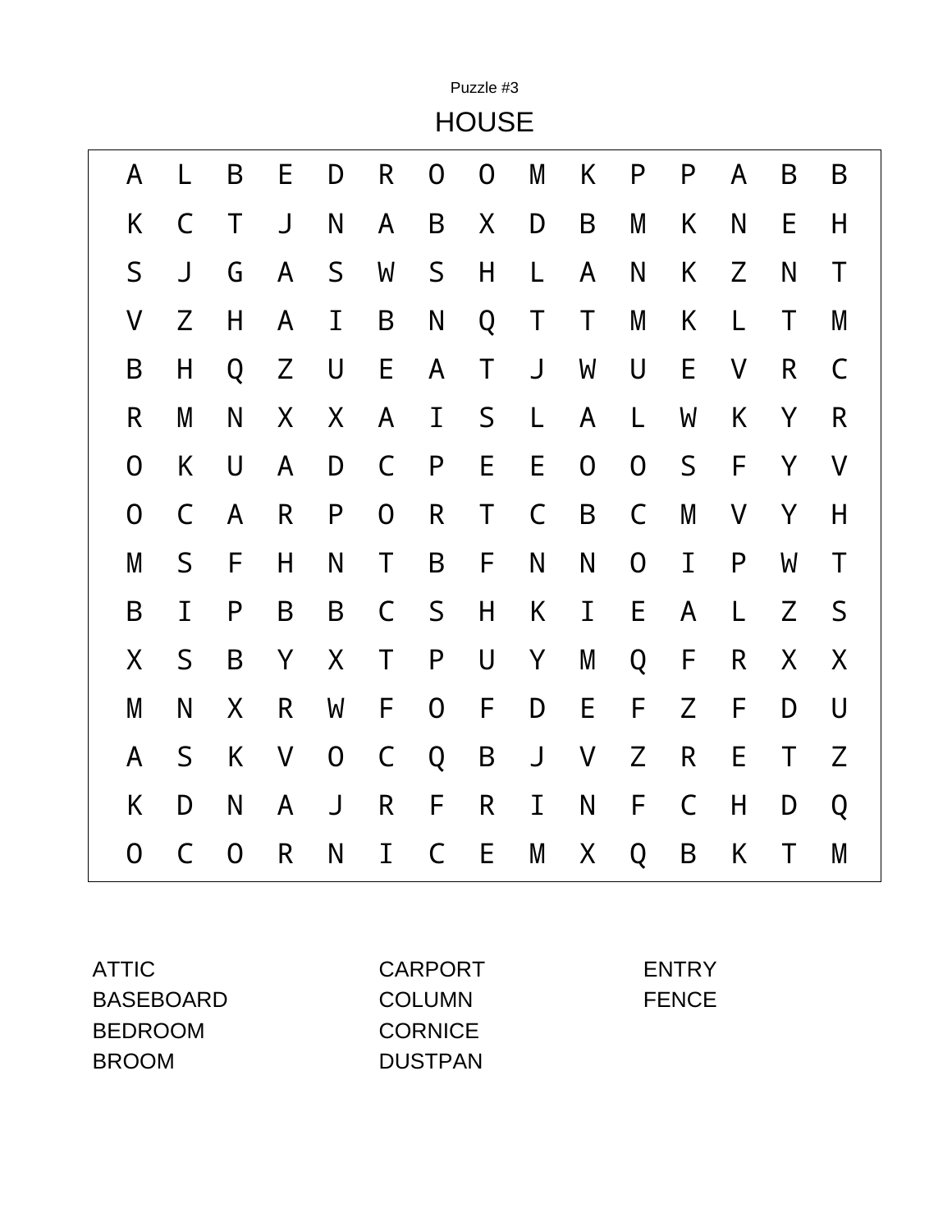Puzzle #3

# HOUSE

| | | | | | | | | | | | | | | |
|---|---|---|---|---|---|---|---|---|---|---|---|---|---|---|
| A | L | B | E | D | R | O | O | M | K | P | P | A | B | B |
| K | C | T | J | N | A | B | X | D | B | M | K | N | E | H |
| S | J | G | A | S | W | S | H | L | A | N | K | Z | N | T |
| V | Z | H | A | I | B | N | Q | T | T | M | K | L | T | M |
| B | H | Q | Z | U | E | A | T | J | W | U | E | V | R | C |
| R | M | N | X | X | A | I | S | L | A | L | W | K | Y | R |
| O | K | U | A | D | C | P | E | E | O | O | S | F | Y | V |
| O | C | A | R | P | O | R | T | C | B | C | M | V | Y | H |
| M | S | F | H | N | T | B | F | N | N | O | I | P | W | T |
| B | I | P | B | B | C | S | H | K | I | E | A | L | Z | S |
| X | S | B | Y | X | T | P | U | Y | M | Q | F | R | X | X |
| M | N | X | R | W | F | O | F | D | E | F | Z | F | D | U |
| A | S | K | V | O | C | Q | B | J | V | Z | R | E | T | Z |
| K | D | N | A | J | R | F | R | I | N | F | C | H | D | Q |
| O | C | O | R | N | I | C | E | M | X | Q | B | K | T | M |

ATTIC
BASEBOARD
BEDROOM
BROOM
CARPORT
COLUMN
CORNICE
DUSTPAN
ENTRY
FENCE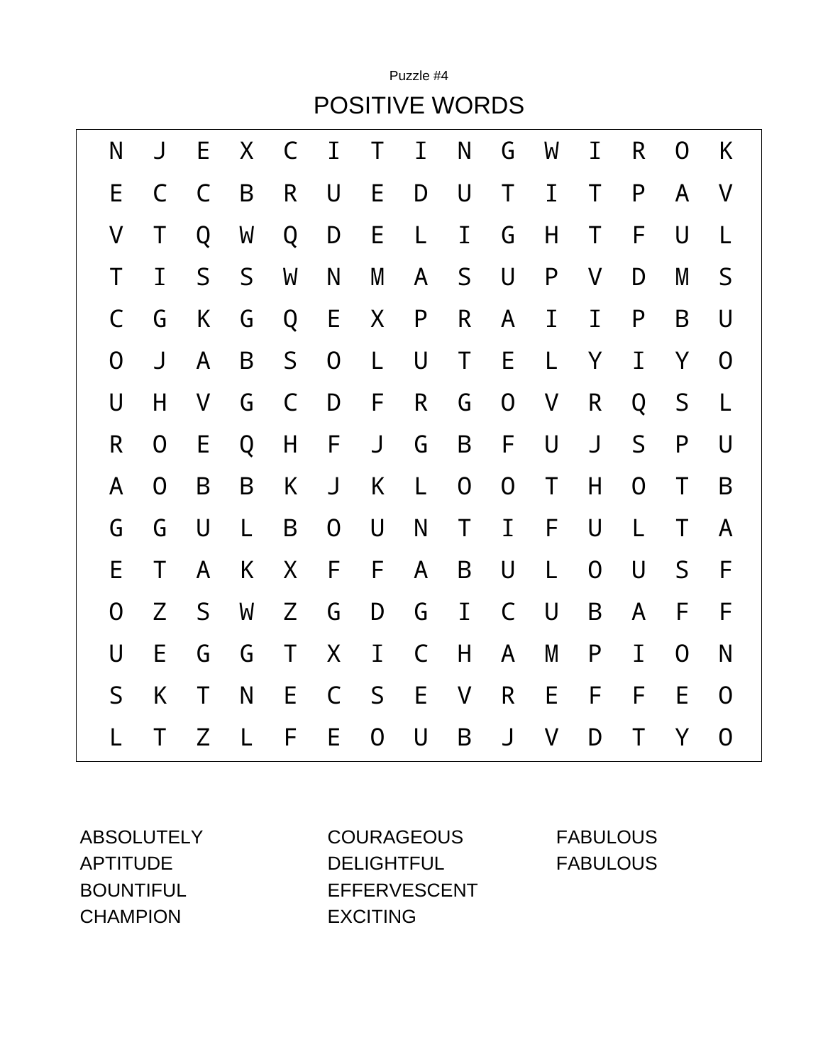Puzzle #4

# POSITIVE WORDS

| | | | | | | | | | | | | | | |
|---|---|---|---|---|---|---|---|---|---|---|---|---|---|---|
| N | J | E | X | C | I | T | I | N | G | W | I | R | O | K |
| E | C | C | B | R | U | E | D | U | T | I | T | P | A | V |
| V | T | Q | W | Q | D | E | L | I | G | H | T | F | U | L |
| T | I | S | S | W | N | M | A | S | U | P | V | D | M | S |
| C | G | K | G | Q | E | X | P | R | A | I | I | P | B | U |
| O | J | A | B | S | O | L | U | T | E | L | Y | I | Y | O |
| U | H | V | G | C | D | F | R | G | O | V | R | Q | S | L |
| R | O | E | Q | H | F | J | G | B | F | U | J | S | P | U |
| A | O | B | B | K | J | K | L | O | O | T | H | O | T | B |
| G | G | U | L | B | O | U | N | T | I | F | U | L | T | A |
| E | T | A | K | X | F | F | A | B | U | L | O | U | S | F |
| O | Z | S | W | Z | G | D | G | I | C | U | B | A | F | F |
| U | E | G | G | T | X | I | C | H | A | M | P | I | O | N |
| S | K | T | N | E | C | S | E | V | R | E | F | F | E | O |
| L | T | Z | L | F | E | O | U | B | J | V | D | T | Y | O |

ABSOLUTELY
APTITUDE
BOUNTIFUL
CHAMPION
COURAGEOUS
DELIGHTFUL
EFFERVESCENT
EXCITING
FABULOUS
FABULOUS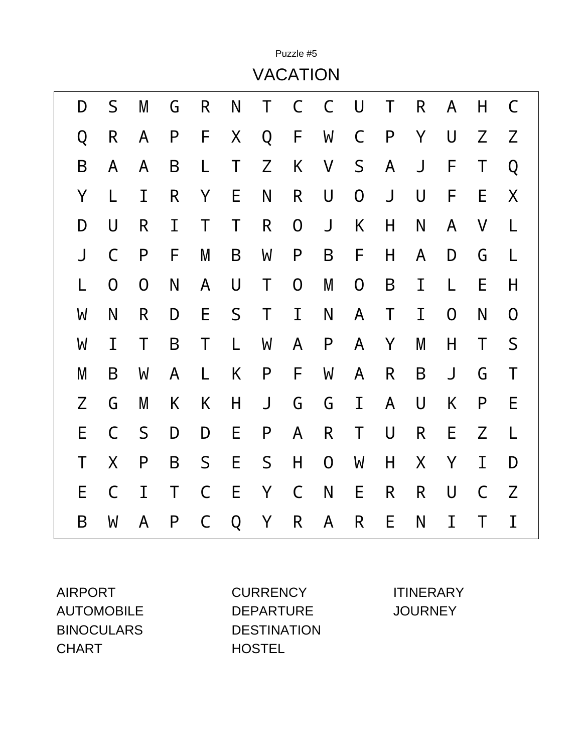Puzzle #5

# VACATION

| | | | | | | | | | | | | | | |
|---|---|---|---|---|---|---|---|---|---|---|---|---|---|---|
| D | S | M | G | R | N | T | C | C | U | T | R | A | H | C |
| Q | R | A | P | F | X | Q | F | W | C | P | Y | U | Z | Z |
| B | A | A | B | L | T | Z | K | V | S | A | J | F | T | Q |
| Y | L | I | R | Y | E | N | R | U | O | J | U | F | E | X |
| D | U | R | I | T | T | R | O | J | K | H | N | A | V | L |
| J | C | P | F | M | B | W | P | B | F | H | A | D | G | L |
| L | O | O | N | A | U | T | O | M | O | B | I | L | E | H |
| W | N | R | D | E | S | T | I | N | A | T | I | O | N | O |
| W | I | T | B | T | L | W | A | P | A | Y | M | H | T | S |
| M | B | W | A | L | K | P | F | W | A | R | B | J | G | T |
| Z | G | M | K | K | H | J | G | G | I | A | U | K | P | E |
| E | C | S | D | D | E | P | A | R | T | U | R | E | Z | L |
| T | X | P | B | S | E | S | H | O | W | H | X | Y | I | D |
| E | C | I | T | C | E | Y | C | N | E | R | R | U | C | Z |
| B | W | A | P | C | Q | Y | R | A | R | E | N | I | T | I |

AIRPORT
AUTOMOBILE
BINOCULARS
CHART
CURRENCY
DEPARTURE
DESTINATION
HOSTEL
ITINERARY
JOURNEY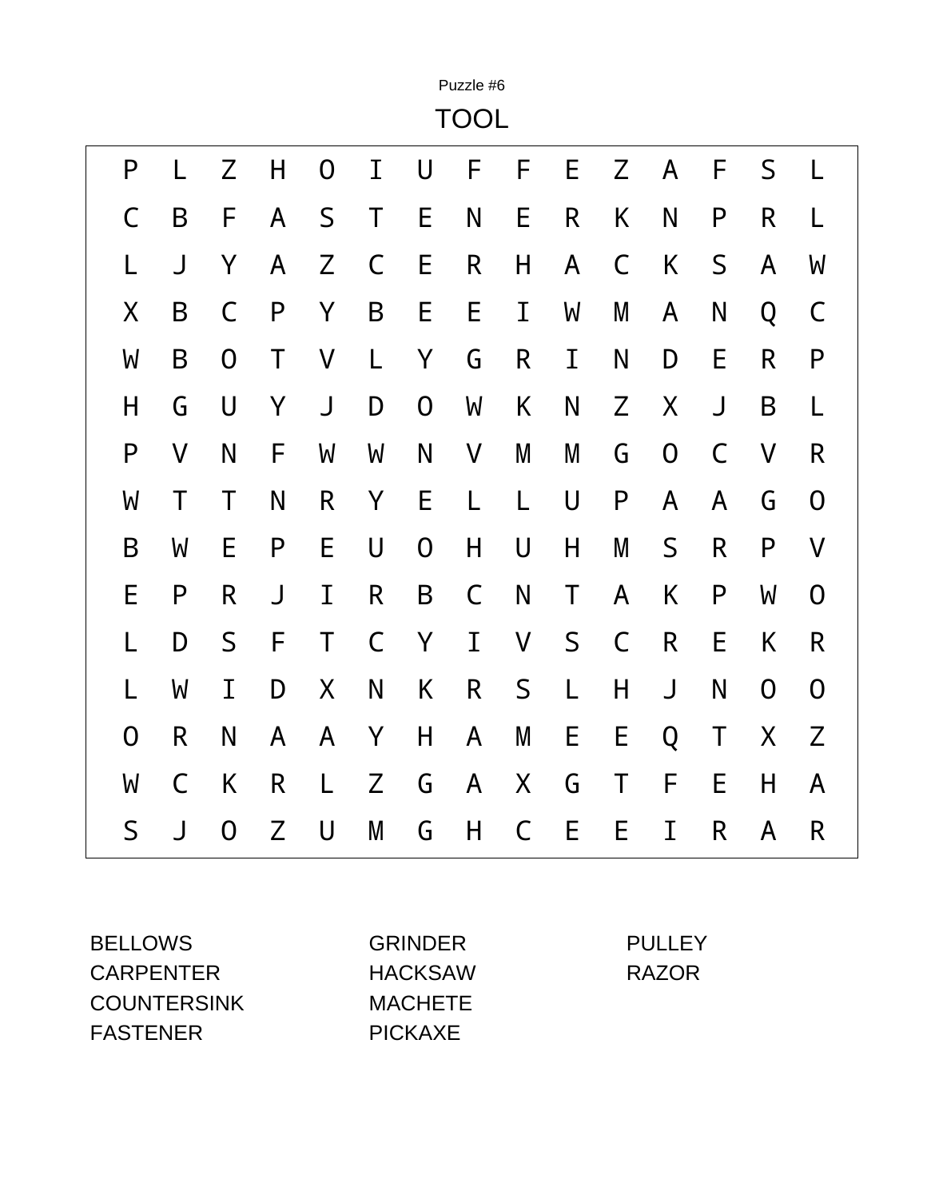Puzzle #6

# TOOL

| | | | | | | | | | | | | | | |
|---|---|---|---|---|---|---|---|---|---|---|---|---|---|---|
| P | L | Z | H | O | I | U | F | F | E | Z | A | F | S | L |
| C | B | F | A | S | T | E | N | E | R | K | N | P | R | L |
| L | J | Y | A | Z | C | E | R | H | A | C | K | S | A | W |
| X | B | C | P | Y | B | E | E | I | W | M | A | N | Q | C |
| W | B | O | T | V | L | Y | G | R | I | N | D | E | R | P |
| H | G | U | Y | J | D | O | W | K | N | Z | X | J | B | L |
| P | V | N | F | W | W | N | V | M | M | G | O | C | V | R |
| W | T | T | N | R | Y | E | L | L | U | P | A | A | G | O |
| B | W | E | P | E | U | O | H | U | H | M | S | R | P | V |
| E | P | R | J | I | R | B | C | N | T | A | K | P | W | O |
| L | D | S | F | T | C | Y | I | V | S | C | R | E | K | R |
| L | W | I | D | X | N | K | R | S | L | H | J | N | O | O |
| O | R | N | A | A | Y | H | A | M | E | E | Q | T | X | Z |
| W | C | K | R | L | Z | G | A | X | G | T | F | E | H | A |
| S | J | O | Z | U | M | G | H | C | E | E | I | R | A | R |

BELLOWS
CARPENTER
COUNTERSINK
FASTENER
GRINDER
HACKSAW
MACHETE
PICKAXE
PULLEY
RAZOR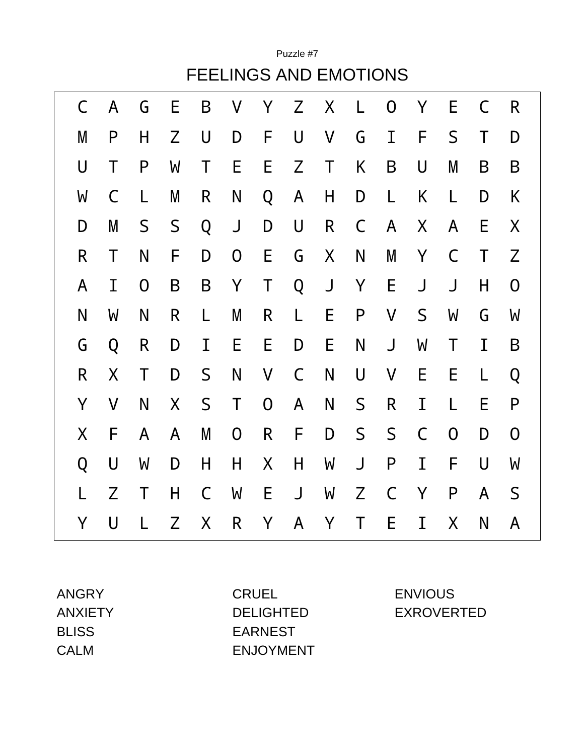Puzzle #7

# FEELINGS AND EMOTIONS

| | | | | | | | | | | | | | | |
|---|---|---|---|---|---|---|---|---|---|---|---|---|---|---|
| C | A | G | E | B | V | Y | Z | X | L | O | Y | E | C | R |
| M | P | H | Z | U | D | F | U | V | G | I | F | S | T | D |
| U | T | P | W | T | E | E | Z | T | K | B | U | M | B | B |
| W | C | L | M | R | N | Q | A | H | D | L | K | L | D | K |
| D | M | S | S | Q | J | D | U | R | C | A | X | A | E | X |
| R | T | N | F | D | O | E | G | X | N | M | Y | C | T | Z |
| A | I | O | B | B | Y | T | Q | J | Y | E | J | J | H | O |
| N | W | N | R | L | M | R | L | E | P | V | S | W | G | W |
| G | Q | R | D | I | E | E | D | E | N | J | W | T | I | B |
| R | X | T | D | S | N | V | C | N | U | V | E | E | L | Q |
| Y | V | N | X | S | T | O | A | N | S | R | I | L | E | P |
| X | F | A | A | M | O | R | F | D | S | S | C | O | D | O |
| Q | U | W | D | H | H | X | H | W | J | P | I | F | U | W |
| L | Z | T | H | C | W | E | J | W | Z | C | Y | P | A | S |
| Y | U | L | Z | X | R | Y | A | Y | T | E | I | X | N | A |

ANGRY
ANXIETY
BLISS
CALM
CRUEL
DELIGHTED
EARNEST
ENJOYMENT
ENVIOUS
EXROVERTED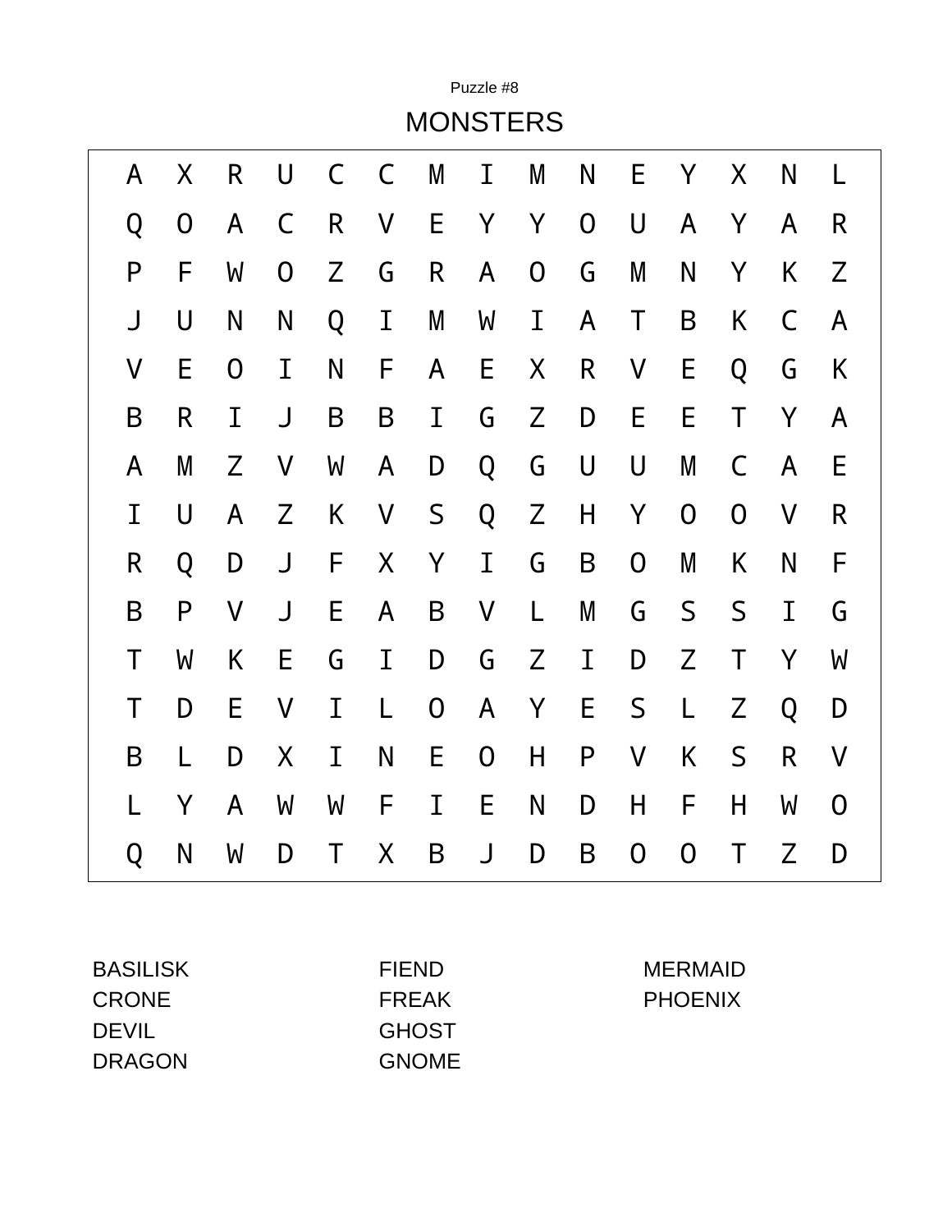Puzzle #8

# MONSTERS

```
A X R U C C M I M N E Y X N L
Q O A C R V E Y Y O U A Y A R
P F W O Z G R A O G M N Y K Z
J U N N Q I M W I A T B K C A
V E O I N F A E X R V E Q G K
B R I J B B I G Z D E E T Y A
A M Z V W A D Q G U U M C A E
I U A Z K V S Q Z H Y O O V R
R Q D J F X Y I G B O M K N F
B P V J E A B V L M G S S I G
T W K E G I D G Z I D Z T Y W
T D E V I L O A Y E S L Z Q D
B L D X I N E O H P V K S R V
L Y A W W F I E N D H F H W O
Q N W D T X B J D B O O T Z D
```

BASILISK
CRONE
DEVIL
DRAGON
FIEND
FREAK
GHOST
GNOME
MERMAID
PHOENIX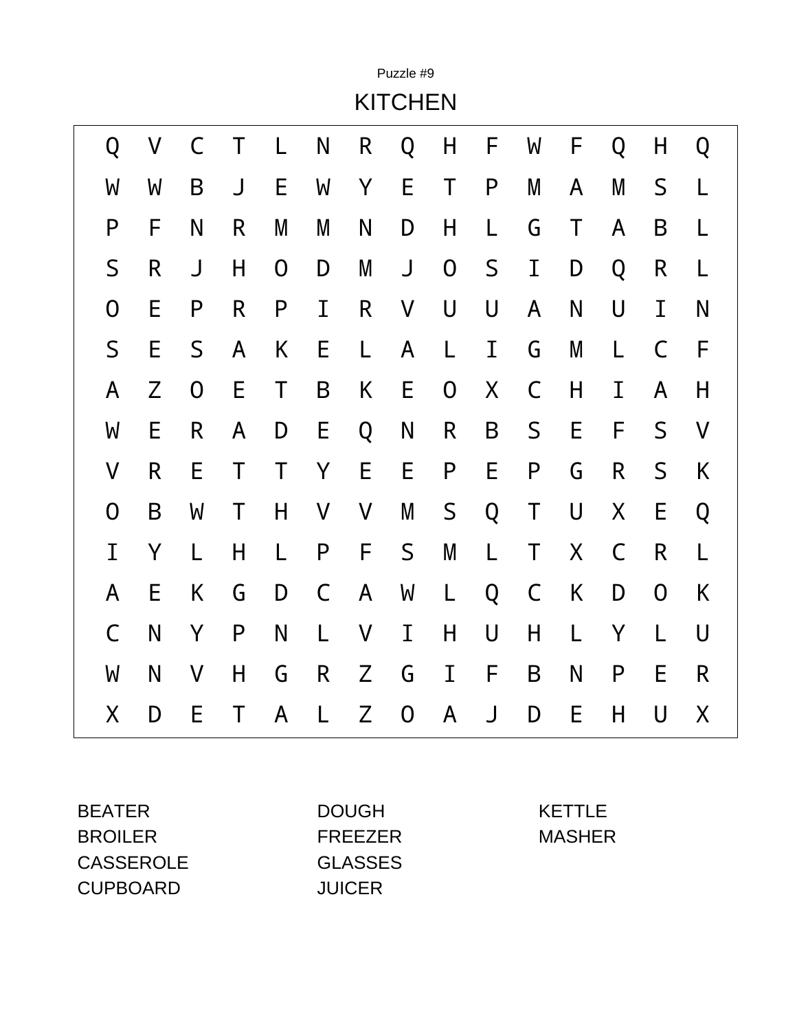Puzzle #9

# KITCHEN

```
Q V C T L N R Q H F W F Q H Q
W W B J E W Y E T P M A M S L
P F N R M M N D H L G T A B L
S R J H O D M J O S I D Q R L
O E P R P I R V U U A N U I N
S E S A K E L A L I G M L C F
A Z O E T B K E O X C H I A H
W E R A D E Q N R B S E F S V
V R E T T Y E E P E P G R S K
O B W T H V V M S Q T U X E Q
I Y L H L P F S M L T X C R L
A E K G D C A W L Q C K D O K
C N Y P N L V I H U H L Y L U
W N V H G R Z G I F B N P E R
X D E T A L Z O A J D E H U X
```

BEATER
BROILER
CASSEROLE
CUPBOARD
DOUGH
FREEZER
GLASSES
JUICER
KETTLE
MASHER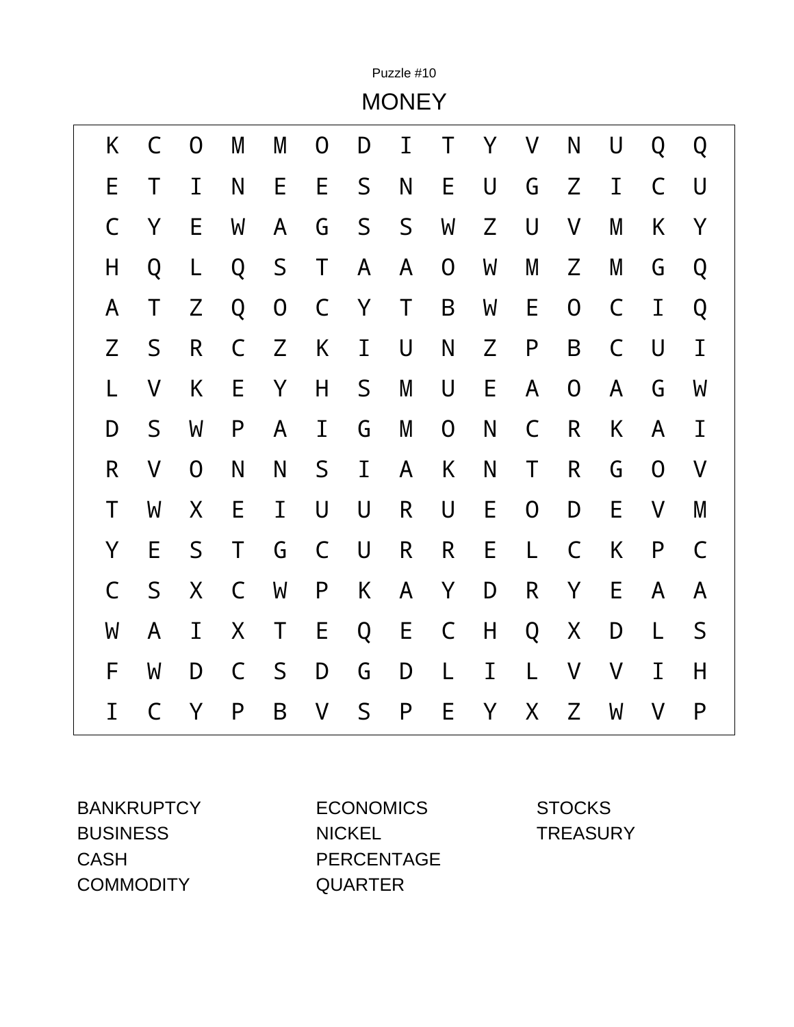Puzzle #10

# MONEY

| | | | | | | | | | | | | | | |
|---|---|---|---|---|---|---|---|---|---|---|---|---|---|---|
| K | C | O | M | M | O | D | I | T | Y | V | N | U | Q | Q |
| E | T | I | N | E | E | S | N | E | U | G | Z | I | C | U |
| C | Y | E | W | A | G | S | S | W | Z | U | V | M | K | Y |
| H | Q | L | Q | S | T | A | A | O | W | M | Z | M | G | Q |
| A | T | Z | Q | O | C | Y | T | B | W | E | O | C | I | Q |
| Z | S | R | C | Z | K | I | U | N | Z | P | B | C | U | I |
| L | V | K | E | Y | H | S | M | U | E | A | O | A | G | W |
| D | S | W | P | A | I | G | M | O | N | C | R | K | A | I |
| R | V | O | N | N | S | I | A | K | N | T | R | G | O | V |
| T | W | X | E | I | U | U | R | U | E | O | D | E | V | M |
| Y | E | S | T | G | C | U | R | R | E | L | C | K | P | C |
| C | S | X | C | W | P | K | A | Y | D | R | Y | E | A | A |
| W | A | I | X | T | E | Q | E | C | H | Q | X | D | L | S |
| F | W | D | C | S | D | G | D | L | I | L | V | V | I | H |
| I | C | Y | P | B | V | S | P | E | Y | X | Z | W | V | P |

BANKRUPTCY
BUSINESS
CASH
COMMODITY
ECONOMICS
NICKEL
PERCENTAGE
QUARTER
STOCKS
TREASURY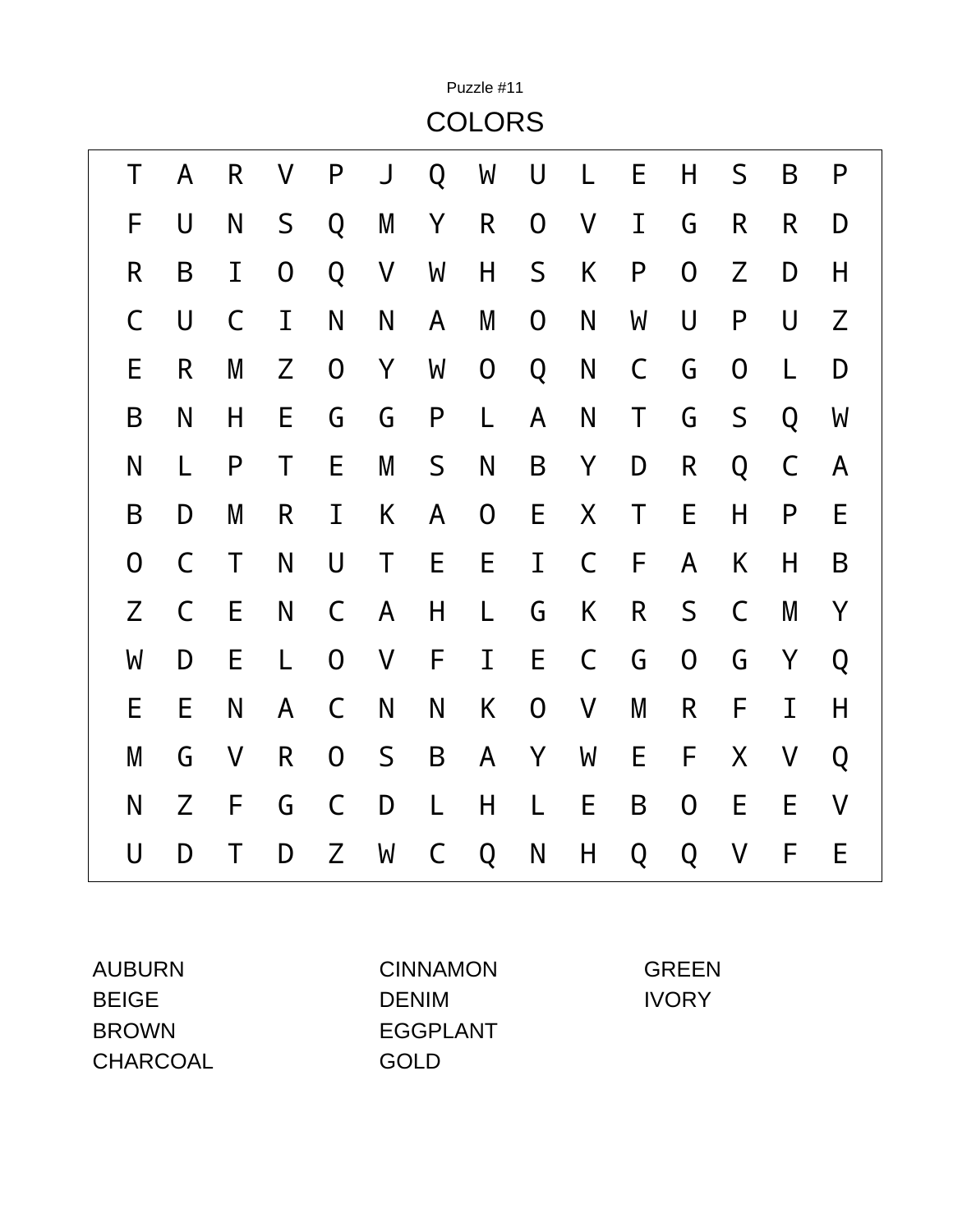Puzzle #11

# COLORS

| | | | | | | | | | | | | | | |
|---|---|---|---|---|---|---|---|---|---|---|---|---|---|---|
| T | A | R | V | P | J | Q | W | U | L | E | H | S | B | P |
| F | U | N | S | Q | M | Y | R | O | V | I | G | R | R | D |
| R | B | I | O | Q | V | W | H | S | K | P | O | Z | D | H |
| C | U | C | I | N | N | A | M | O | N | W | U | P | U | Z |
| E | R | M | Z | O | Y | W | O | Q | N | C | G | O | L | D |
| B | N | H | E | G | G | P | L | A | N | T | G | S | Q | W |
| N | L | P | T | E | M | S | N | B | Y | D | R | Q | C | A |
| B | D | M | R | I | K | A | O | E | X | T | E | H | P | E |
| O | C | T | N | U | T | E | E | I | C | F | A | K | H | B |
| Z | C | E | N | C | A | H | L | G | K | R | S | C | M | Y |
| W | D | E | L | O | V | F | I | E | C | G | O | G | Y | Q |
| E | E | N | A | C | N | N | K | O | V | M | R | F | I | H |
| M | G | V | R | O | S | B | A | Y | W | E | F | X | V | Q |
| N | Z | F | G | C | D | L | H | L | E | B | O | E | E | V |
| U | D | T | D | Z | W | C | Q | N | H | Q | Q | V | F | E |

AUBURN
BEIGE
BROWN
CHARCOAL
CINNAMON
DENIM
EGGPLANT
GOLD
GREEN
IVORY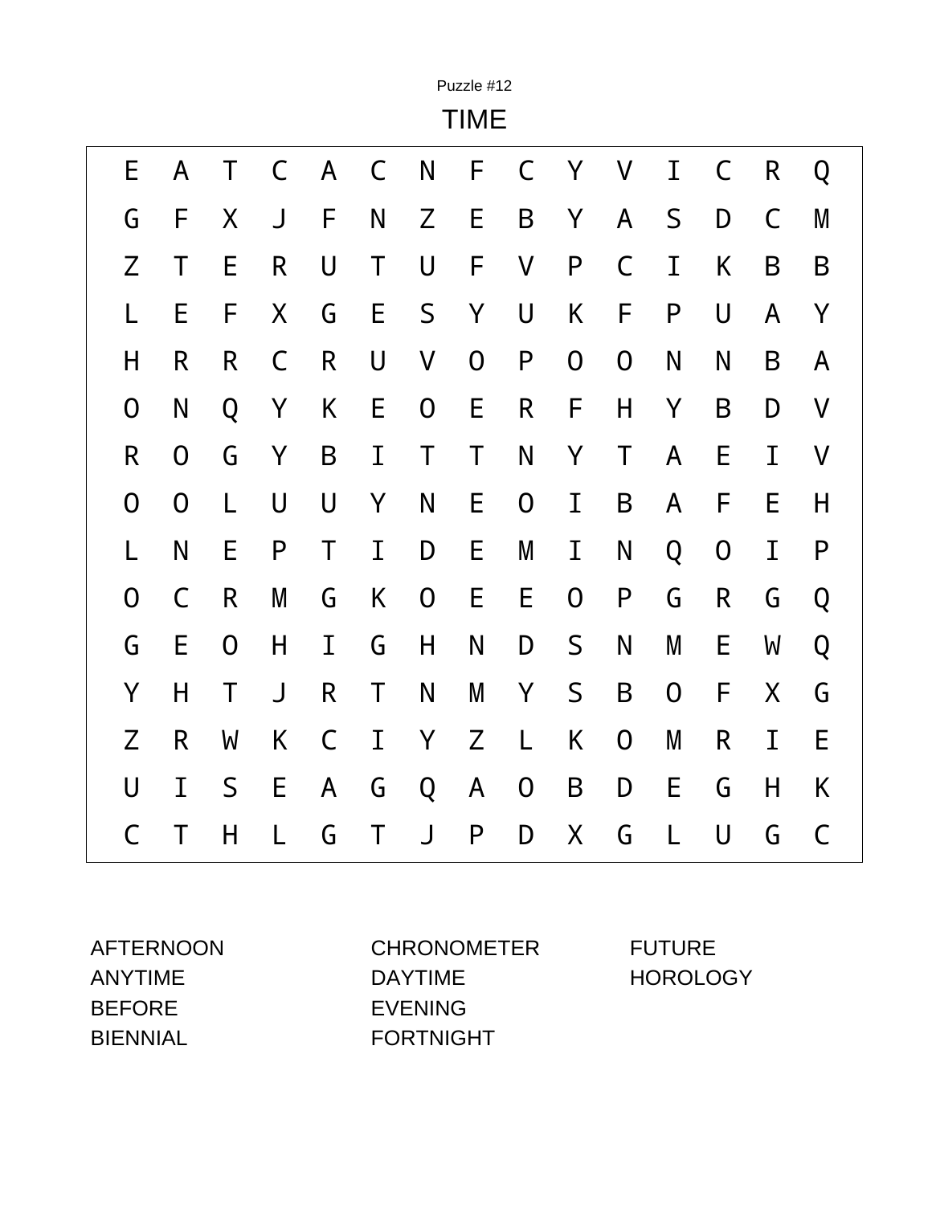Puzzle #12

# TIME

| | | | | | | | | | | | | | | |
|---|---|---|---|---|---|---|---|---|---|---|---|---|---|---|
| E | A | T | C | A | C | N | F | C | Y | V | I | C | R | Q |
| G | F | X | J | F | N | Z | E | B | Y | A | S | D | C | M |
| Z | T | E | R | U | T | U | F | V | P | C | I | K | B | B |
| L | E | F | X | G | E | S | Y | U | K | F | P | U | A | Y |
| H | R | R | C | R | U | V | O | P | O | O | N | N | B | A |
| O | N | Q | Y | K | E | O | E | R | F | H | Y | B | D | V |
| R | O | G | Y | B | I | T | T | N | Y | T | A | E | I | V |
| O | O | L | U | U | Y | N | E | O | I | B | A | F | E | H |
| L | N | E | P | T | I | D | E | M | I | N | Q | O | I | P |
| O | C | R | M | G | K | O | E | E | O | P | G | R | G | Q |
| G | E | O | H | I | G | H | N | D | S | N | M | E | W | Q |
| Y | H | T | J | R | T | N | M | Y | S | B | O | F | X | G |
| Z | R | W | K | C | I | Y | Z | L | K | O | M | R | I | E |
| U | I | S | E | A | G | Q | A | O | B | D | E | G | H | K |
| C | T | H | L | G | T | J | P | D | X | G | L | U | G | C |

AFTERNOON
ANYTIME
BEFORE
BIENNIAL
CHRONOMETER
DAYTIME
EVENING
FORTNIGHT
FUTURE
HOROLOGY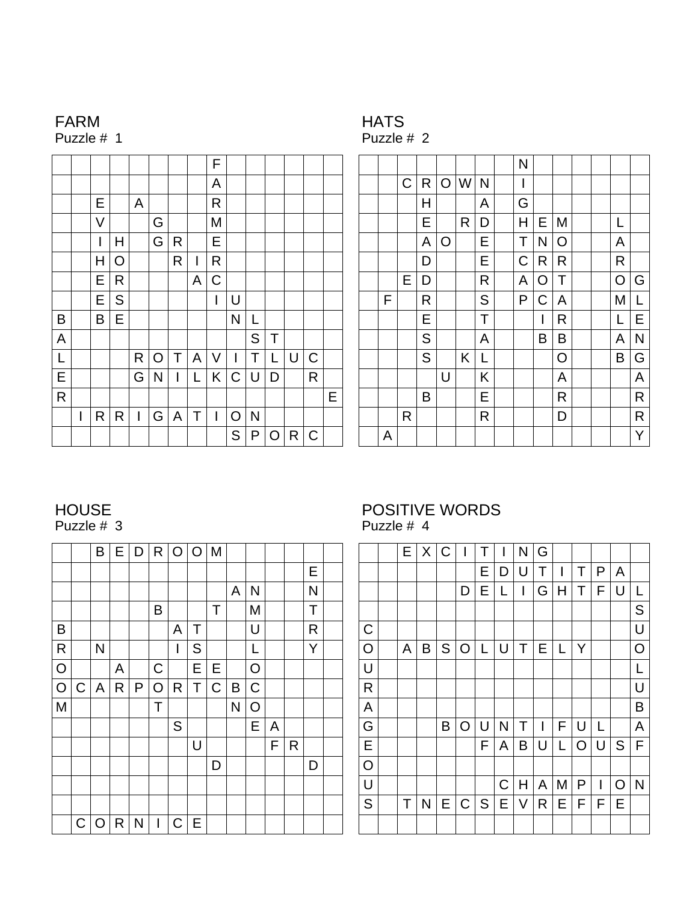## FARM
Puzzle # 1

| | | | | | | | | F | | | | | | |
|---|---|---|---|---|---|---|---|---|---|---|---|---|---|---|
| | | | | | | | | A | | | | | | |
| | | E | | A | | | | R | | | | | | |
| | | V | | | G | | | M | | | | | | |
| | | I | H | | G | R | | E | | | | | | |
| | | H | O | | | R | I | R | | | | | | |
| | | E | R | | | | A | C | | | | | | |
| | | E | S | | | | | I | U | | | | | |
| B | | B | E | | | | | | N | L | | | | |
| A | | | | | | | | | | S | T | | | |
| L | | | | R | O | T | A | V | I | T | L | U | C | |
| E | | | | G | N | I | L | K | C | U | D | | R | |
| R | | | | | | | | | | | | | | E |
| | I | R | R | I | G | A | T | I | O | N | | | | |
| | | | | | | | | | S | P | O | R | C | |

## HATS
Puzzle # 2

| | | | | | | | | N | | | | | | |
|---|---|---|---|---|---|---|---|---|---|---|---|---|---|---|
| | | C | R | O | W | N | | I | | | | | | |
| | | | H | | | A | | G | | | | | | |
| | | | E | | R | D | | H | E | M | | | L | |
| | | | A | O | | E | | T | N | O | | | A | |
| | | | D | | | E | | C | R | R | | | R | |
| | | E | D | | | R | | A | O | T | | | O | G |
| | F | | R | | | S | | P | C | A | | | M | L |
| | | | E | | | T | | | I | R | | | L | E |
| | | | S | | | A | | | B | B | | | A | N |
| | | | S | | K | L | | | | O | | | B | G |
| | | | | U | | K | | | | A | | | | A |
| | | | B | | | E | | | | R | | | | R |
| | | R | | | | R | | | | D | | | | R |
| | A | | | | | | | | | | | | | Y |

## HOUSE
Puzzle # 3

| | | B | E | D | R | O | O | M | | | | | | |
|---|---|---|---|---|---|---|---|---|---|---|---|---|---|---|
| | | | | | | | | | | | | | E | |
| | | | | | | | | | A | N | | | N | |
| | | | | | B | | T | | | M | | | T | |
| B | | | | | | A | T | | | U | | | R | |
| R | | N | | | | I | S | | | L | | | Y | |
| O | | | A | | C | | E | E | | O | | | | |
| O | C | A | R | P | O | R | T | C | B | C | | | | |
| M | | | | | T | | | | N | O | | | | |
| | | | | | | S | | | | E | A | | | |
| | | | | | | | U | | | | F | R | | |
| | | | | | | | | D | | | | | D | |
| | | | | | | | | | | | | | | |
| | | | | | | | | | | | | | | |
| | C | O | R | N | I | C | E | | | | | | | |

## POSITIVE WORDS
Puzzle # 4

| | | E | X | C | I | T | I | N | G | | | | | |
|---|---|---|---|---|---|---|---|---|---|---|---|---|---|---|
| | | | | | | E | D | U | T | I | T | P | A | |
| | | | | | D | E | L | I | G | H | T | F | U | L |
| | | | | | | | | | | | | | | S |
| C | | | | | | | | | | | | | | U |
| O | | A | B | S | O | L | U | T | E | L | Y | | | O |
| U | | | | | | | | | | | | | | L |
| R | | | | | | | | | | | | | | U |
| A | | | | | | | | | | | | | | B |
| G | | | B | O | U | N | T | I | F | U | L | | | A |
| E | | | | | | F | A | B | U | L | O | U | S | F |
| O | | | | | | | | | | | | | | |
| U | | | | | | | C | H | A | M | P | I | O | N |
| S | | T | N | E | C | S | E | V | R | E | F | F | E | |
| | | | | | | | | | | | | | | |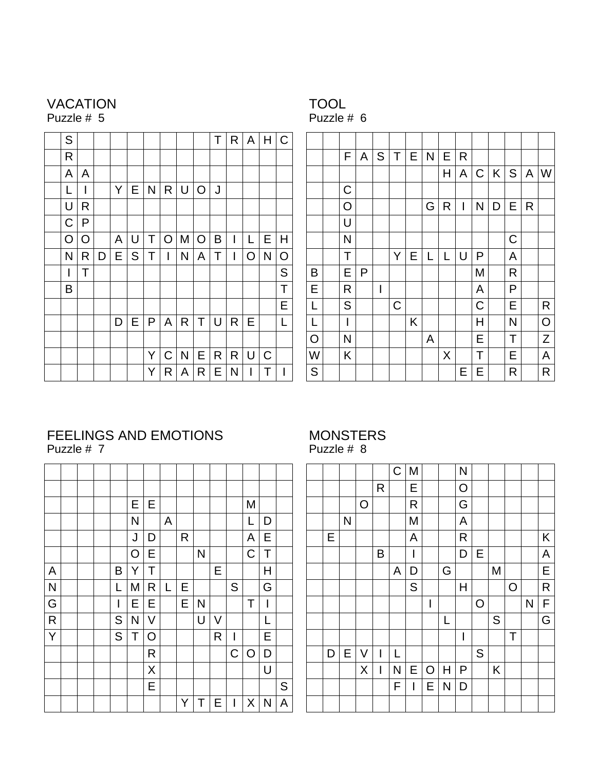## VACATION
Puzzle # 5

| | S | | | | | | | | | T | R | A | H | C |
|---|---|---|---|---|---|---|---|---|---|---|---|---|---|---|
| | R | | | | | | | | | | | | | |
| | A | A | | | | | | | | | | | | |
| | L | I | | Y | E | N | R | U | O | J | | | | |
| | U | R | | | | | | | | | | | | |
| | C | P | | | | | | | | | | | | |
| | O | O | | A | U | T | O | M | O | B | I | L | E | H |
| | N | R | D | E | S | T | I | N | A | T | I | O | N | O |
| | I | T | | | | | | | | | | | | S |
| | B | | | | | | | | | | | | | T |
| | | | | | | | | | | | | | | E |
| | | | | D | E | P | A | R | T | U | R | E | | L |
| | | | | | | | | | | | | | | |
| | | | | | | Y | C | N | E | R | R | U | C | |
| | | | | | | Y | R | A | R | E | N | I | T | I |

## TOOL
Puzzle # 6

| | | | | | | | | | | | | | | |
|---|---|---|---|---|---|---|---|---|---|---|---|---|---|---|
| | | F | A | S | T | E | N | E | R | | | | | |
| | | | | | | | | H | A | C | K | S | A | W |
| | | C | | | | | | | | | | | | |
| | | O | | | | | G | R | I | N | D | E | R | |
| | | U | | | | | | | | | | | | |
| | | N | | | | | | | | | | C | | |
| | | T | | | Y | E | L | L | U | P | | A | | |
| B | | E | P | | | | | | | M | | R | | |
| E | | R | | I | | | | | | A | | P | | |
| L | | S | | | C | | | | | C | | E | | R |
| L | | I | | | | K | | | | H | | N | | O |
| O | | N | | | | | A | | | E | | T | | Z |
| W | | K | | | | | | X | | T | | E | | A |
| S | | | | | | | | | E | E | | R | | R |

## FEELINGS AND EMOTIONS
Puzzle # 7

| | | | | | | | | | | | | | | |
|---|---|---|---|---|---|---|---|---|---|---|---|---|---|---|
| | | | | | | | | | | | | | | |
| | | | | | E | E | | | | | | M | | |
| | | | | | N | | A | | | | | L | D | |
| | | | | | J | D | | R | | | | A | E | |
| | | | | | O | E | | | N | | | C | T | |
| A | | | | B | Y | T | | | | E | | | H | |
| N | | | | L | M | R | L | E | | | S | | G | |
| G | | | | I | E | E | | E | N | | | T | I | |
| R | | | | S | N | V | | | U | V | | | L | |
| Y | | | | S | T | O | | | | R | I | | E | |
| | | | | | | R | | | | | C | O | D | |
| | | | | | | X | | | | | | | U | |
| | | | | | | E | | | | | | | | S |
| | | | | | | | | Y | T | E | I | X | N | A |

## MONSTERS
Puzzle # 8

| | | | | | C | M | | | N | | | | | |
|---|---|---|---|---|---|---|---|---|---|---|---|---|---|---|
| | | | | R | | E | | | O | | | | | |
| | | | O | | | R | | | G | | | | | |
| | | N | | | | M | | | A | | | | | |
| | E | | | | | A | | | R | | | | | K |
| | | | | B | | I | | | D | E | | | | A |
| | | | | | A | D | | G | | | M | | | E |
| | | | | | | S | | | H | | | O | | R |
| | | | | | | | I | | | O | | | N | F |
| | | | | | | | | L | | | S | | | G |
| | | | | | | | | | I | | | T | | |
| | D | E | V | I | L | | | | | S | | | | |
| | | | X | I | N | E | O | H | P | | K | | | |
| | | | | | F | I | E | N | D | | | | | |
| | | | | | | | | | | | | | | |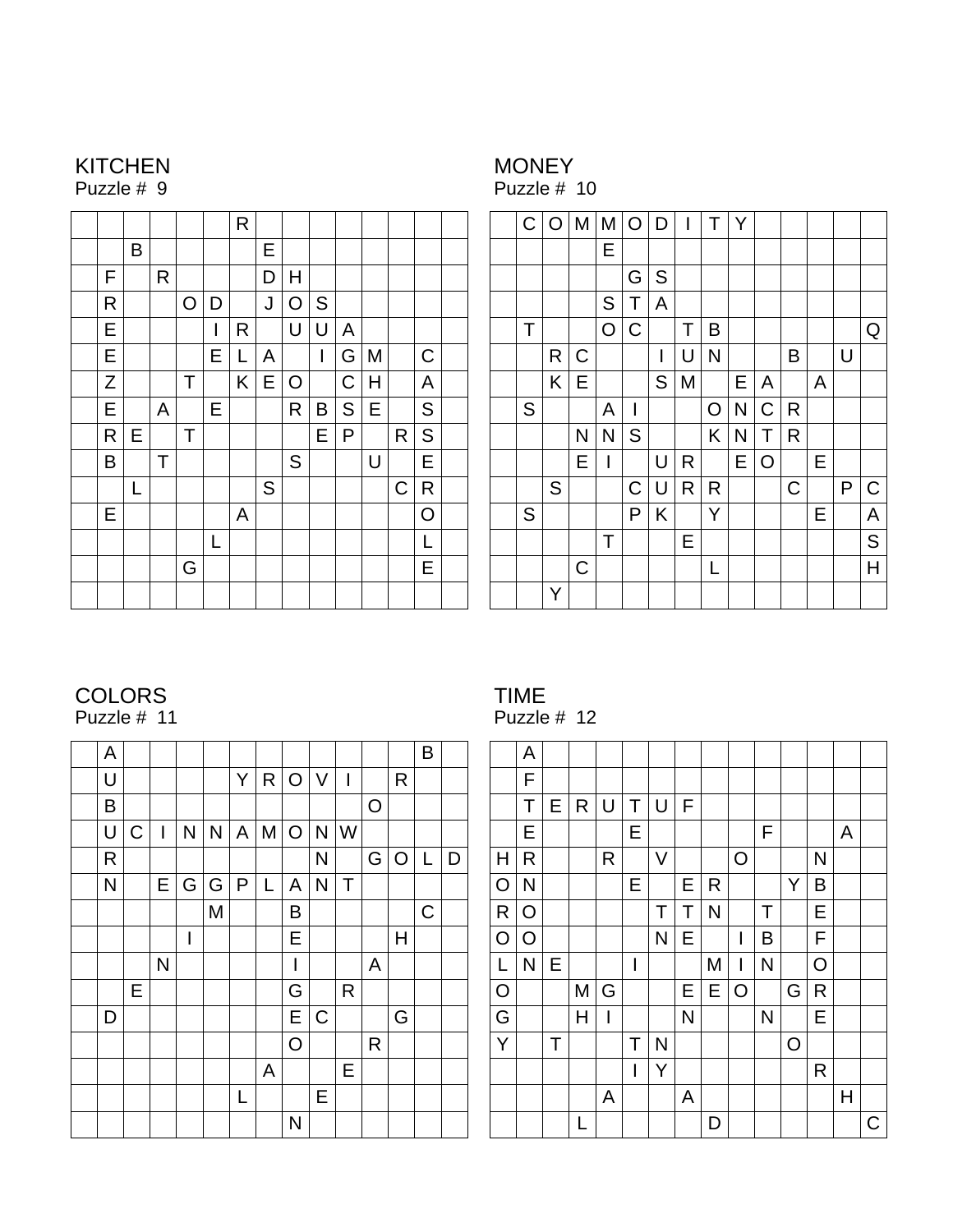## KITCHEN
Puzzle # 9

| | | | | | | | | | | | | | | |
|---|---|---|---|---|---|---|---|---|---|---|---|---|---|---|
| | | | | | | R | | | | | | | | |
| | B | | | | | | E | | | | | | | |
| F | | R | | | | | D | H | | | | | | |
| R | | | O | D | | J | O | S | | | | | | |
| E | | | | I | R | | U | U | A | | | | | |
| E | | | | E | L | A | | I | G | M | | C | | |
| Z | | | T | | K | E | O | | C | H | | A | | |
| E | | A | | E | | | R | B | S | E | | S | | |
| R | E | | T | | | | | E | P | | R | S | | |
| B | | T | | | | | S | | | U | | E | | |
| | L | | | | | S | | | | | C | R | | |
| E | | | | | A | | | | | | | O | | |
| | | | | L | | | | | | | | L | | |
| | | | G | | | | | | | | | E | | |
| | | | | | | | | | | | | | | |

## MONEY
Puzzle # 10

| | | | | | | | | | | | | | | |
|---|---|---|---|---|---|---|---|---|---|---|---|---|---|---|
| | C | O | M | M | O | D | I | T | Y | | | | | |
| | | | | E | | | | | | | | | | |
| | | | | | G | S | | | | | | | | |
| | | | | S | T | A | | | | | | | | |
| | T | | | O | C | | T | B | | | | | | Q |
| | | R | C | | | I | U | N | | | B | | U | |
| | | K | E | | | S | M | | E | A | | A | | |
| | S | | | A | I | | | O | N | C | R | | | |
| | | | N | N | S | | | K | N | T | R | | | |
| | | | E | I | | U | R | | E | O | | E | | |
| | | S | | | C | U | R | R | | | C | | P | C |
| | S | | | | P | K | | Y | | | | E | | A |
| | | | | T | | | E | | | | | | | S |
| | | | C | | | | | L | | | | | | H |
| | | Y | | | | | | | | | | | | |

## COLORS
Puzzle # 11

| | | | | | | | | | | | | | | |
|---|---|---|---|---|---|---|---|---|---|---|---|---|---|---|
| | A | | | | | | | | | | | | B | |
| | U | | | | | Y | R | O | V | I | | R | | |
| | B | | | | | | | | | | O | | | |
| | U | C | I | N | N | A | M | O | N | W | | | | |
| | R | | | | | | | | N | | G | O | L | D |
| | N | | E | G | G | P | L | A | N | T | | | | |
| | | | | | M | | | B | | | | | C | |
| | | | | I | | | | E | | | | H | | |
| | | | N | | | | | I | | | A | | | |
| | | E | | | | | | G | | R | | | | |
| | D | | | | | | | E | C | | | G | | |
| | | | | | | | | O | | | R | | | |
| | | | | | | | A | | | E | | | | |
| | | | | | | L | | | E | | | | | |
| | | | | | | | | N | | | | | | |

## TIME
Puzzle # 12

| | | | | | | | | | | | | | | |
|---|---|---|---|---|---|---|---|---|---|---|---|---|---|---|
| | A | | | | | | | | | | | | | |
| | F | | | | | | | | | | | | | |
| | T | E | R | U | T | U | F | | | | | | | |
| | E | | | | E | | | | | F | | | A | |
| H | R | | | R | | V | | | O | | | N | | |
| O | N | | | | E | | E | R | | | Y | B | | |
| R | O | | | | | T | T | N | | T | | E | | |
| O | O | | | | | N | E | | I | B | | F | | |
| L | N | E | | | I | | | M | I | N | | O | | |
| O | | | M | G | | | E | E | O | | G | R | | |
| G | | | H | I | | | N | | | N | | E | | |
| Y | | T | | | T | N | | | | | O | | | |
| | | | | | I | Y | | | | | | R | | |
| | | | | A | | | A | | | | | | H | |
| | | | L | | | | | D | | | | | | C |